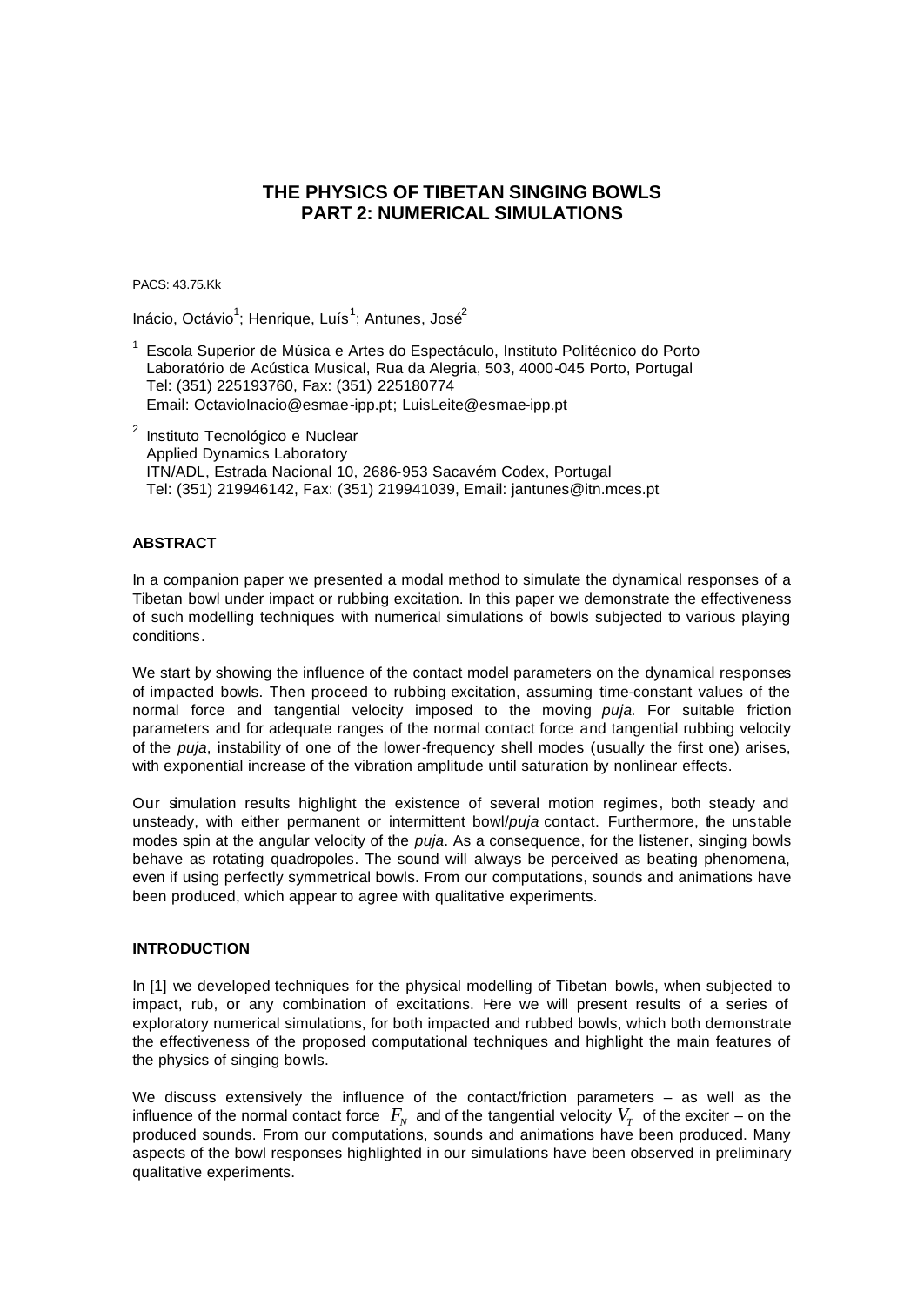# THE PHYSICS OF TIBETAN SINGING BOWLS
# PART 2: NUMERICAL SIMULATIONS

PACS: 43.75.Kk

Inácio, Octávio[1]; Henrique, Luís[1]; Antunes, José[2]

[1] Escola Superior de Música e Artes do Espectáculo, Instituto Politécnico do Porto
Laboratório de Acústica Musical, Rua da Alegria, 503, 4000-045 Porto, Portugal
Tel: (351) 225193760, Fax: (351) 225180774
Email: OctavioInacio@esmae-ipp.pt; LuisLeite@esmae-ipp.pt

[2] Instituto Tecnológico e Nuclear
Applied Dynamics Laboratory
ITN/ADL, Estrada Nacional 10, 2686-953 Sacavém Codex, Portugal
Tel: (351) 219946142, Fax: (351) 219941039, Email: jantunes@itn.mces.pt

## ABSTRACT

In a companion paper we presented a modal method to simulate the dynamical responses of a Tibetan bowl under impact or rubbing excitation. In this paper we demonstrate the effectiveness of such modelling techniques with numerical simulations of bowls subjected to various playing conditions.

We start by showing the influence of the contact model parameters on the dynamical responses of impacted bowls. Then proceed to rubbing excitation, assuming time-constant values of the normal force and tangential velocity imposed to the moving *puja*. For suitable friction parameters and for adequate ranges of the normal contact force and tangential rubbing velocity of the *puja*, instability of one of the lower-frequency shell modes (usually the first one) arises, with exponential increase of the vibration amplitude until saturation by nonlinear effects.

Our simulation results highlight the existence of several motion regimes, both steady and unsteady, with either permanent or intermittent bowl/*puja* contact. Furthermore, the unstable modes spin at the angular velocity of the *puja*. As a consequence, for the listener, singing bowls behave as rotating quadropoles. The sound will always be perceived as beating phenomena, even if using perfectly symmetrical bowls. From our computations, sounds and animations have been produced, which appear to agree with qualitative experiments.

## INTRODUCTION

In [1] we developed techniques for the physical modelling of Tibetan bowls, when subjected to impact, rub, or any combination of excitations. Here we will present results of a series of exploratory numerical simulations, for both impacted and rubbed bowls, which both demonstrate the effectiveness of the proposed computational techniques and highlight the main features of the physics of singing bowls.

We discuss extensively the influence of the contact/friction parameters – as well as the influence of the normal contact force $F_N$ and of the tangential velocity $V_T$ of the exciter – on the produced sounds. From our computations, sounds and animations have been produced. Many aspects of the bowl responses highlighted in our simulations have been observed in preliminary qualitative experiments.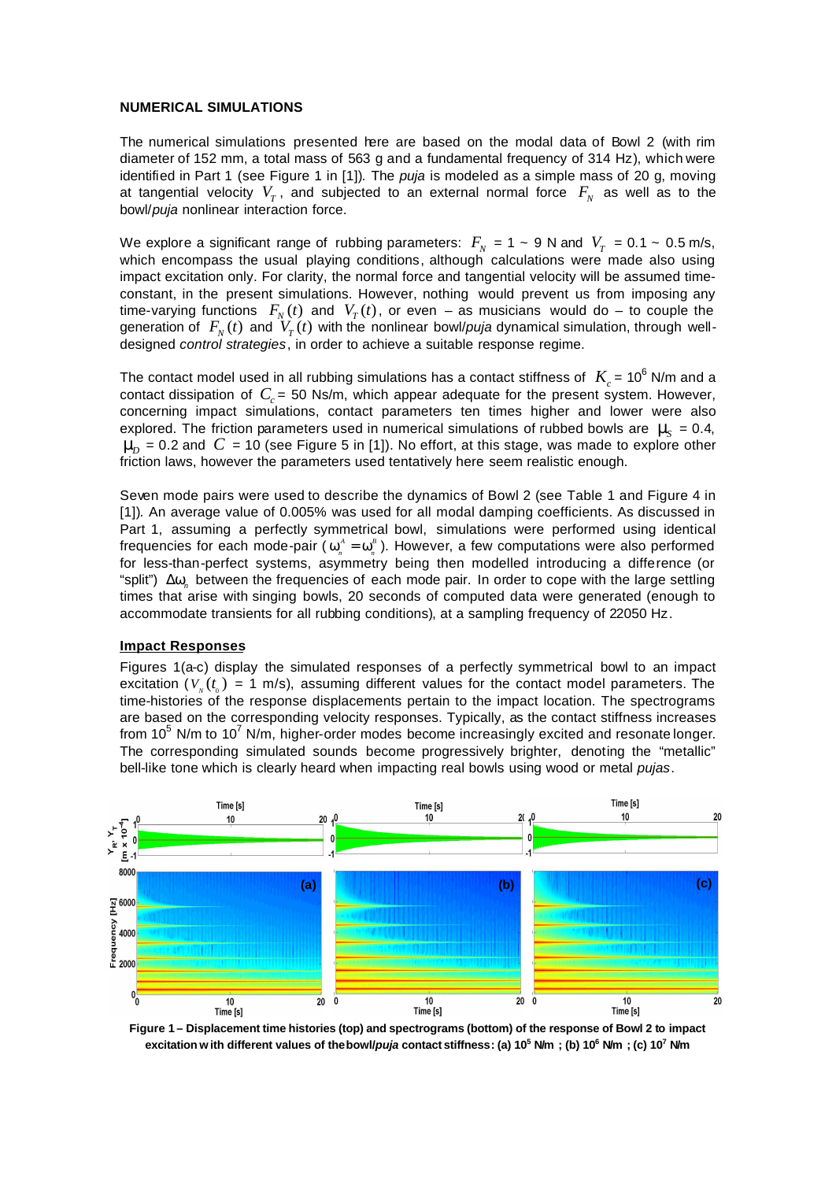**NUMERICAL SIMULATIONS**

The numerical simulations presented here are based on the modal data of Bowl 2 (with rim diameter of 152 mm, a total mass of 563 g and a fundamental frequency of 314 Hz), which were identified in Part 1 (see Figure 1 in [1]). The *puja* is modeled as a simple mass of 20 g, moving at tangential velocity $V_T$, and subjected to an external normal force $F_N$ as well as to the bowl/*puja* nonlinear interaction force.

We explore a significant range of rubbing parameters: $F_N$ = 1 ~ 9 N and $V_T$ = 0.1 ~ 0.5 m/s, which encompass the usual playing conditions, although calculations were made also using impact excitation only. For clarity, the normal force and tangential velocity will be assumed time-constant, in the present simulations. However, nothing would prevent us from imposing any time-varying functions $F_N(t)$ and $V_T(t)$, or even – as musicians would do – to couple the generation of $F_N(t)$ and $V_T(t)$ with the nonlinear bowl/*puja* dynamical simulation, through well-designed *control strategies*, in order to achieve a suitable response regime.

The contact model used in all rubbing simulations has a contact stiffness of $K_c = 10^6$ N/m and a contact dissipation of $C_c$ = 50 Ns/m, which appear adequate for the present system. However, concerning impact simulations, contact parameters ten times higher and lower were also explored. The friction parameters used in numerical simulations of rubbed bowls are $\mu_S$ = 0.4, $\mu_D$ = 0.2 and $C$ = 10 (see Figure 5 in [1]). No effort, at this stage, was made to explore other friction laws, however the parameters used tentatively here seem realistic enough.

Seven mode pairs were used to describe the dynamics of Bowl 2 (see Table 1 and Figure 4 in [1]). An average value of 0.005% was used for all modal damping coefficients. As discussed in Part 1, assuming a perfectly symmetrical bowl, simulations were performed using identical frequencies for each mode-pair ($\omega_n^A = \omega_n^B$). However, a few computations were also performed for less-than-perfect systems, asymmetry being then modelled introducing a difference (or "split") $\Delta\omega_n$ between the frequencies of each mode pair. In order to cope with the large settling times that arise with singing bowls, 20 seconds of computed data were generated (enough to accommodate transients for all rubbing conditions), at a sampling frequency of 22050 Hz.

**Impact Responses**

Figures 1(a-c) display the simulated responses of a perfectly symmetrical bowl to an impact excitation ($V_N(t_0)$ = 1 m/s), assuming different values for the contact model parameters. The time-histories of the response displacements pertain to the impact location. The spectrograms are based on the corresponding velocity responses. Typically, as the contact stiffness increases from $10^5$ N/m to $10^7$ N/m, higher-order modes become increasingly excited and resonate longer. The corresponding simulated sounds become progressively brighter, denoting the "metallic" bell-like tone which is clearly heard when impacting real bowls using wood or metal *pujas*.

**Figure 1 – Displacement time histories (top) and spectrograms (bottom) of the response of Bowl 2 to impact excitation with different values of the bowl/*puja* contact stiffness: (a) $10^5$ N/m ; (b) $10^6$ N/m ; (c) $10^7$ N/m**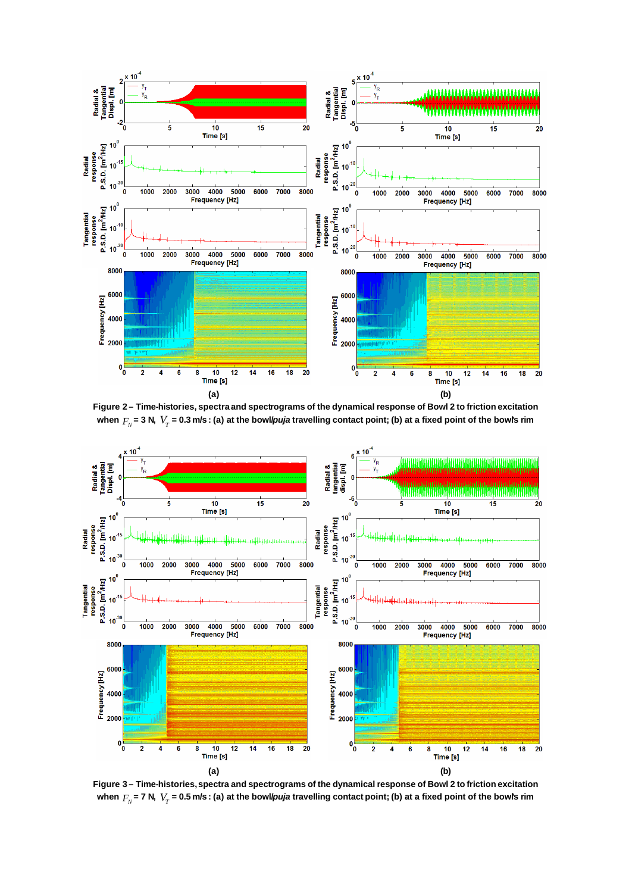**Figure 2 – Time-histories, spectra and spectrograms of the dynamical response of Bowl 2 to friction excitation when $F_N$ = 3 N, $V_T$ = 0.3 m/s : (a) at the bowl/*puja* travelling contact point; (b) at a fixed point of the bowl's rim**

**Figure 3 – Time-histories, spectra and spectrograms of the dynamical response of Bowl 2 to friction excitation when $F_N$ = 7 N, $V_T$ = 0.5 m/s : (a) at the bowl/*puja* travelling contact point; (b) at a fixed point of the bowl's rim**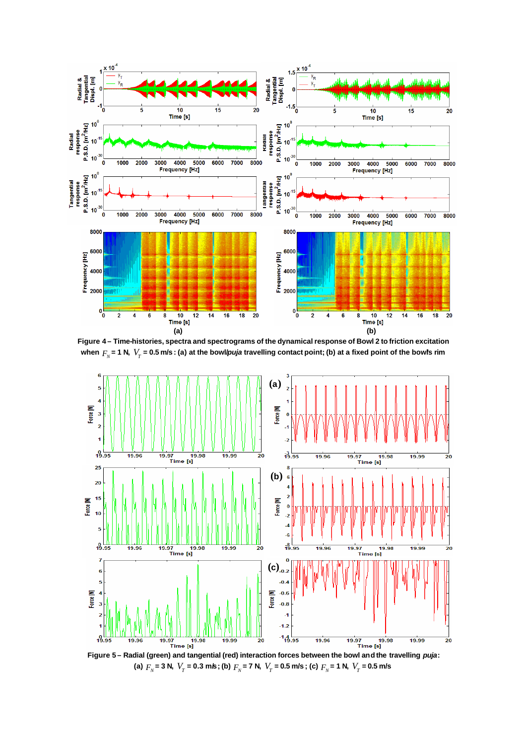Figure 4 – Time-histories, spectra and spectrograms of the dynamical response of Bowl 2 to friction excitation when $F_N$ = 1 N, $V_T$ = 0.5 m/s : (a) at the bowl/*puja* travelling contact point; (b) at a fixed point of the bowl's rim

Figure 5 – Radial (green) and tangential (red) interaction forces between the bowl and the travelling *puja*: (a) $F_N$ = 3 N, $V_T$ = 0.3 m/s ; (b) $F_N$ = 7 N, $V_T$ = 0.5 m/s ; (c) $F_N$ = 1 N, $V_T$ = 0.5 m/s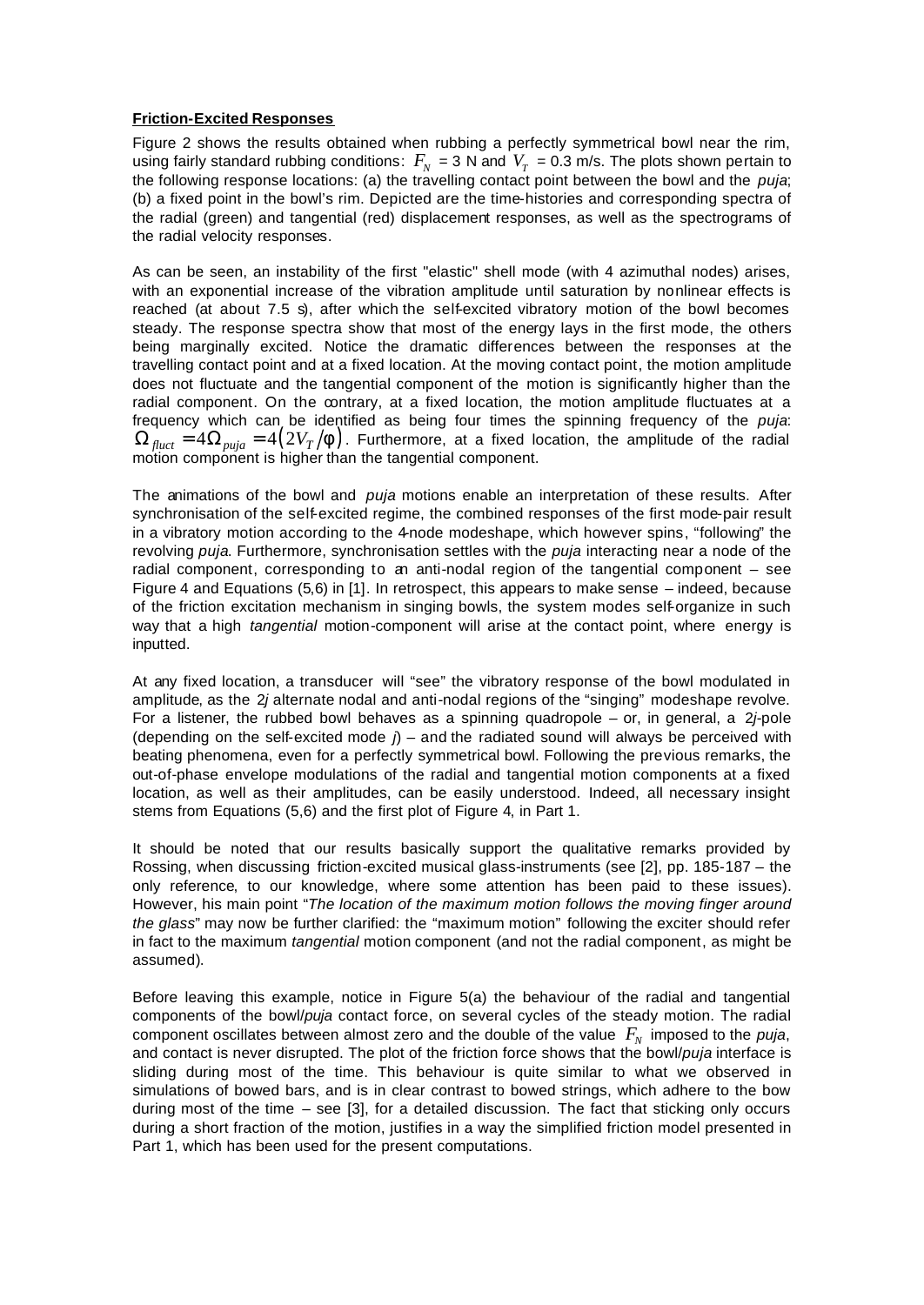**Friction-Excited Responses**

Figure 2 shows the results obtained when rubbing a perfectly symmetrical bowl near the rim, using fairly standard rubbing conditions: $F_N$ = 3 N and $V_T$ = 0.3 m/s. The plots shown pertain to the following response locations: (a) the travelling contact point between the bowl and the *puja*; (b) a fixed point in the bowl's rim. Depicted are the time-histories and corresponding spectra of the radial (green) and tangential (red) displacement responses, as well as the spectrograms of the radial velocity responses.

As can be seen, an instability of the first "elastic" shell mode (with 4 azimuthal nodes) arises, with an exponential increase of the vibration amplitude until saturation by nonlinear effects is reached (at about 7.5 s), after which the self-excited vibratory motion of the bowl becomes steady. The response spectra show that most of the energy lays in the first mode, the others being marginally excited. Notice the dramatic differences between the responses at the travelling contact point and at a fixed location. At the moving contact point, the motion amplitude does not fluctuate and the tangential component of the motion is significantly higher than the radial component. On the contrary, at a fixed location, the motion amplitude fluctuates at a frequency which can be identified as being four times the spinning frequency of the *puja*: $\Omega_{fluct} = 4\Omega_{puja} = 4(2V_T/\phi)$. Furthermore, at a fixed location, the amplitude of the radial motion component is higher than the tangential component.

The animations of the bowl and *puja* motions enable an interpretation of these results. After synchronisation of the self-excited regime, the combined responses of the first mode-pair result in a vibratory motion according to the 4-node modeshape, which however spins, "following" the revolving *puja*. Furthermore, synchronisation settles with the *puja* interacting near a node of the radial component, corresponding to an anti-nodal region of the tangential component – see Figure 4 and Equations (5,6) in [1]. In retrospect, this appears to make sense – indeed, because of the friction excitation mechanism in singing bowls, the system modes self-organize in such way that a high *tangential* motion-component will arise at the contact point, where energy is inputted.

At any fixed location, a transducer will "see" the vibratory response of the bowl modulated in amplitude, as the $2j$ alternate nodal and anti-nodal regions of the "singing" modeshape revolve. For a listener, the rubbed bowl behaves as a spinning quadropole – or, in general, a $2j$-pole (depending on the self-excited mode $j$) – and the radiated sound will always be perceived with beating phenomena, even for a perfectly symmetrical bowl. Following the previous remarks, the out-of-phase envelope modulations of the radial and tangential motion components at a fixed location, as well as their amplitudes, can be easily understood. Indeed, all necessary insight stems from Equations (5,6) and the first plot of Figure 4, in Part 1.

It should be noted that our results basically support the qualitative remarks provided by Rossing, when discussing friction-excited musical glass-instruments (see [2], pp. 185-187 – the only reference, to our knowledge, where some attention has been paid to these issues). However, his main point "*The location of the maximum motion follows the moving finger around the glass*" may now be further clarified: the "maximum motion" following the exciter should refer in fact to the maximum *tangential* motion component (and not the radial component, as might be assumed).

Before leaving this example, notice in Figure 5(a) the behaviour of the radial and tangential components of the bowl/*puja* contact force, on several cycles of the steady motion. The radial component oscillates between almost zero and the double of the value $F_N$ imposed to the *puja*, and contact is never disrupted. The plot of the friction force shows that the bowl/*puja* interface is sliding during most of the time. This behaviour is quite similar to what we observed in simulations of bowed bars, and is in clear contrast to bowed strings, which adhere to the bow during most of the time – see [3], for a detailed discussion. The fact that sticking only occurs during a short fraction of the motion, justifies in a way the simplified friction model presented in Part 1, which has been used for the present computations.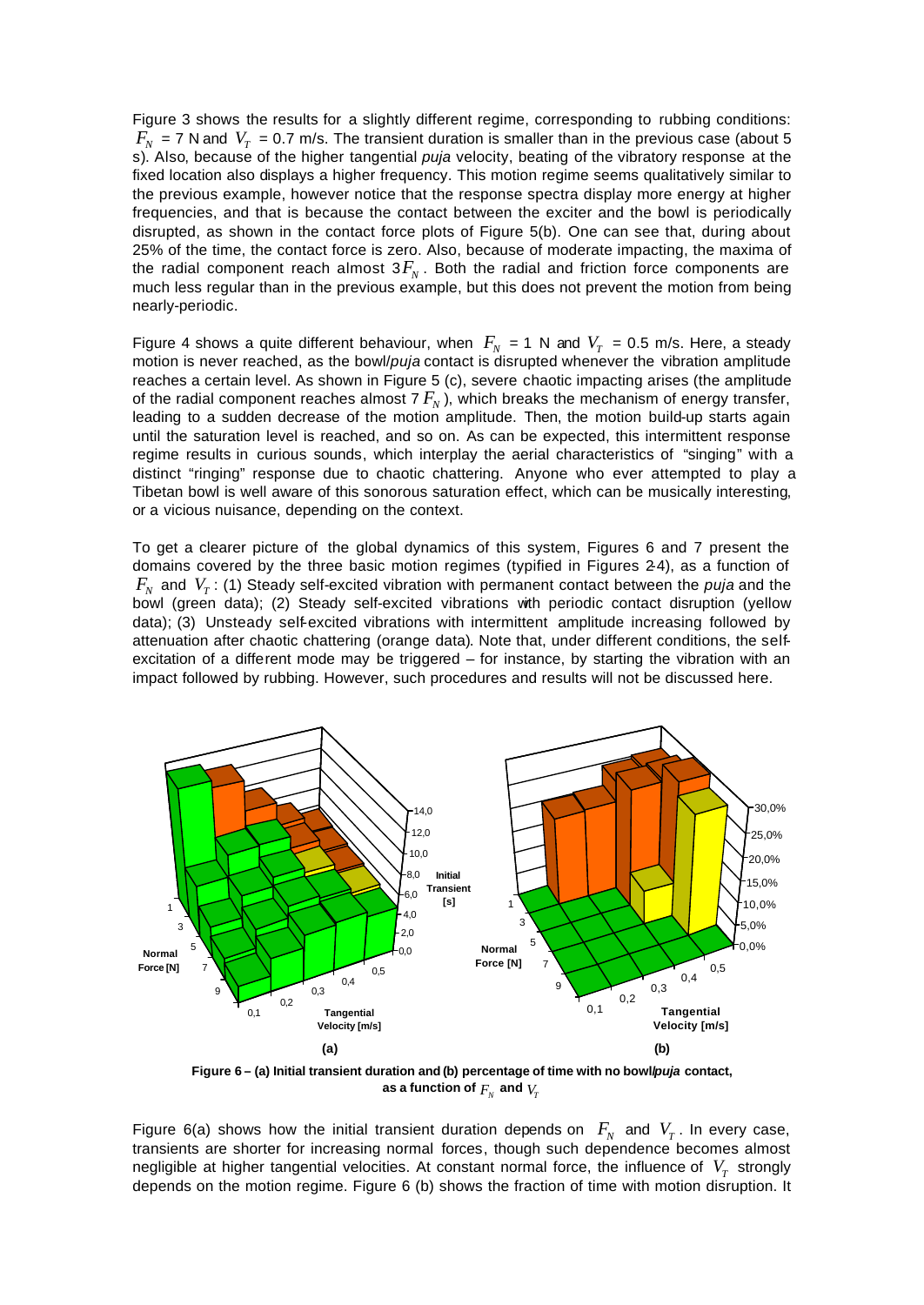Figure 3 shows the results for a slightly different regime, corresponding to rubbing conditions: $F_N$ = 7 N and $V_T$ = 0.7 m/s. The transient duration is smaller than in the previous case (about 5 s). Also, because of the higher tangential *puja* velocity, beating of the vibratory response at the fixed location also displays a higher frequency. This motion regime seems qualitatively similar to the previous example, however notice that the response spectra display more energy at higher frequencies, and that is because the contact between the exciter and the bowl is periodically disrupted, as shown in the contact force plots of Figure 5(b). One can see that, during about 25% of the time, the contact force is zero. Also, because of moderate impacting, the maxima of the radial component reach almost $3F_N$. Both the radial and friction force components are much less regular than in the previous example, but this does not prevent the motion from being nearly-periodic.

Figure 4 shows a quite different behaviour, when $F_N$ = 1 N and $V_T$ = 0.5 m/s. Here, a steady motion is never reached, as the bowl/*puja* contact is disrupted whenever the vibration amplitude reaches a certain level. As shown in Figure 5 (c), severe chaotic impacting arises (the amplitude of the radial component reaches almost 7 $F_N$), which breaks the mechanism of energy transfer, leading to a sudden decrease of the motion amplitude. Then, the motion build-up starts again until the saturation level is reached, and so on. As can be expected, this intermittent response regime results in curious sounds, which interplay the aerial characteristics of "singing" with a distinct "ringing" response due to chaotic chattering. Anyone who ever attempted to play a Tibetan bowl is well aware of this sonorous saturation effect, which can be musically interesting, or a vicious nuisance, depending on the context.

To get a clearer picture of the global dynamics of this system, Figures 6 and 7 present the domains covered by the three basic motion regimes (typified in Figures 2-4), as a function of $F_N$ and $V_T$: (1) Steady self-excited vibration with permanent contact between the *puja* and the bowl (green data); (2) Steady self-excited vibrations with periodic contact disruption (yellow data); (3) Unsteady self-excited vibrations with intermittent amplitude increasing followed by attenuation after chaotic chattering (orange data). Note that, under different conditions, the self-excitation of a different mode may be triggered – for instance, by starting the vibration with an impact followed by rubbing. However, such procedures and results will not be discussed here.

**Figure 6 – (a) Initial transient duration and (b) percentage of time with no bowl/*puja* contact, as a function of $F_N$ and $V_T$**

Figure 6(a) shows how the initial transient duration depends on $F_N$ and $V_T$. In every case, transients are shorter for increasing normal forces, though such dependence becomes almost negligible at higher tangential velocities. At constant normal force, the influence of $V_T$ strongly depends on the motion regime. Figure 6 (b) shows the fraction of time with motion disruption. It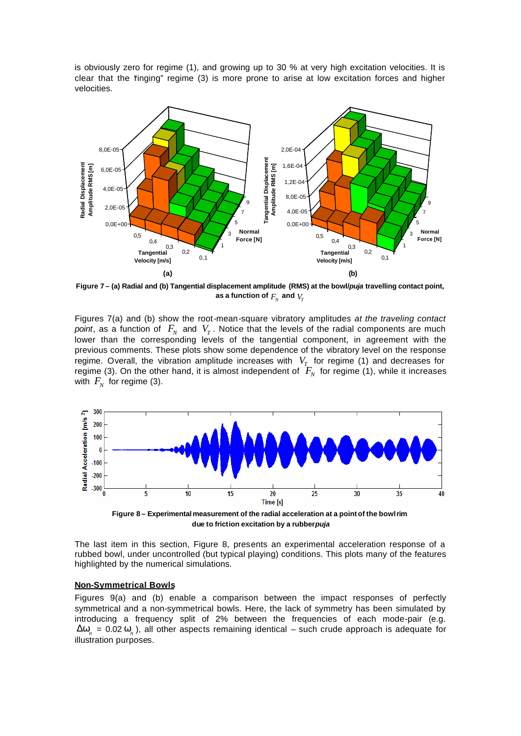is obviously zero for regime (1), and growing up to 30 % at very high excitation velocities. It is clear that the "ringing" regime (3) is more prone to arise at low excitation forces and higher velocities.

**Figure 7 – (a) Radial and (b) Tangential displacement amplitude (RMS) at the bowl/*puja* travelling contact point, as a function of $F_N$ and $V_T$**

Figures 7(a) and (b) show the root-mean-square vibratory amplitudes *at the traveling contact point*, as a function of $F_N$ and $V_T$. Notice that the levels of the radial components are much lower than the corresponding levels of the tangential component, in agreement with the previous comments. These plots show some dependence of the vibratory level on the response regime. Overall, the vibration amplitude increases with $V_T$ for regime (1) and decreases for regime (3). On the other hand, it is almost independent of $F_N$ for regime (1), while it increases with $F_N$ for regime (3).

**Figure 8 – Experimental measurement of the radial acceleration at a point of the bowl rim due to friction excitation by a rubber *puja***

The last item in this section, Figure 8, presents an experimental acceleration response of a rubbed bowl, under uncontrolled (but typical playing) conditions. This plots many of the features highlighted by the numerical simulations.

## Non-Symmetrical Bowls

Figures 9(a) and (b) enable a comparison between the impact responses of perfectly symmetrical and a non-symmetrical bowls. Here, the lack of symmetry has been simulated by introducing a frequency split of 2% between the frequencies of each mode-pair (e.g. $\Delta\omega_n = 0.02\,\omega_n$), all other aspects remaining identical – such crude approach is adequate for illustration purposes.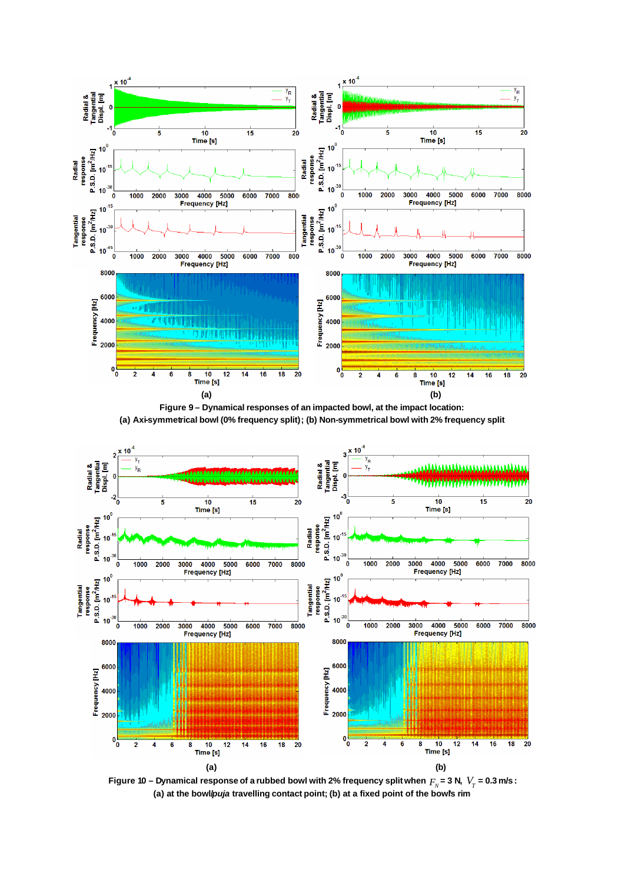**Figure 9 – Dynamical responses of an impacted bowl, at the impact location: (a) Axi-symmetrical bowl (0% frequency split); (b) Non-symmetrical bowl with 2% frequency split**

**Figure 10 – Dynamical response of a rubbed bowl with 2% frequency split when $F_N$ = 3 N, $V_T$ = 0.3 m/s: (a) at the bowl/*puja* travelling contact point; (b) at a fixed point of the bowl's rim**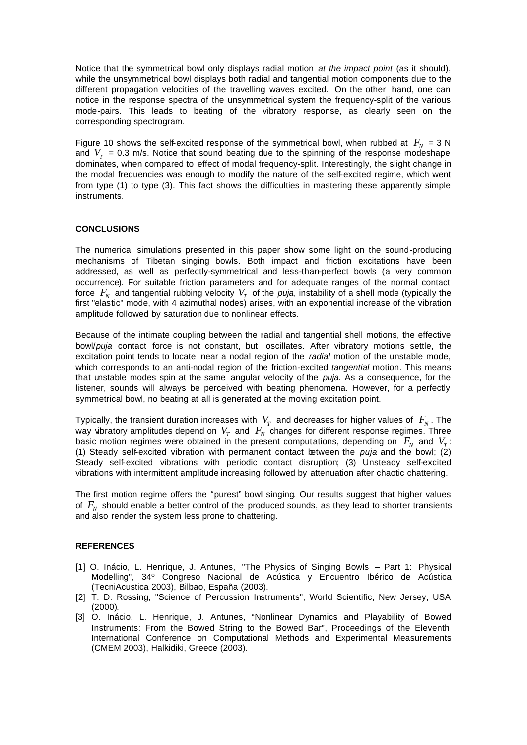Notice that the symmetrical bowl only displays radial motion *at the impact point* (as it should), while the unsymmetrical bowl displays both radial and tangential motion components due to the different propagation velocities of the travelling waves excited. On the other hand, one can notice in the response spectra of the unsymmetrical system the frequency-split of the various mode-pairs. This leads to beating of the vibratory response, as clearly seen on the corresponding spectrogram.

Figure 10 shows the self-excited response of the symmetrical bowl, when rubbed at $F_N$ = 3 N and $V_T$ = 0.3 m/s. Notice that sound beating due to the spinning of the response modeshape dominates, when compared to effect of modal frequency-split. Interestingly, the slight change in the modal frequencies was enough to modify the nature of the self-excited regime, which went from type (1) to type (3). This fact shows the difficulties in mastering these apparently simple instruments.

## CONCLUSIONS

The numerical simulations presented in this paper show some light on the sound-producing mechanisms of Tibetan singing bowls. Both impact and friction excitations have been addressed, as well as perfectly-symmetrical and less-than-perfect bowls (a very common occurrence). For suitable friction parameters and for adequate ranges of the normal contact force $F_N$ and tangential rubbing velocity $V_T$ of the *puja*, instability of a shell mode (typically the first "elastic" mode, with 4 azimuthal nodes) arises, with an exponential increase of the vibration amplitude followed by saturation due to nonlinear effects.

Because of the intimate coupling between the radial and tangential shell motions, the effective bowl/*puja* contact force is not constant, but oscillates. After vibratory motions settle, the excitation point tends to locate near a nodal region of the *radial* motion of the unstable mode, which corresponds to an anti-nodal region of the friction-excited *tangential* motion. This means that unstable modes spin at the same angular velocity of the *puja*. As a consequence, for the listener, sounds will always be perceived with beating phenomena. However, for a perfectly symmetrical bowl, no beating at all is generated at the moving excitation point.

Typically, the transient duration increases with $V_T$ and decreases for higher values of $F_N$. The way vibratory amplitudes depend on $V_T$ and $F_N$ changes for different response regimes. Three basic motion regimes were obtained in the present computations, depending on $F_N$ and $V_T$: (1) Steady self-excited vibration with permanent contact between the *puja* and the bowl; (2) Steady self-excited vibrations with periodic contact disruption; (3) Unsteady self-excited vibrations with intermittent amplitude increasing followed by attenuation after chaotic chattering.

The first motion regime offers the "purest" bowl singing. Our results suggest that higher values of $F_N$ should enable a better control of the produced sounds, as they lead to shorter transients and also render the system less prone to chattering.

## REFERENCES

- [1] O. Inácio, L. Henrique, J. Antunes, "The Physics of Singing Bowls – Part 1: Physical Modelling", 34º Congreso Nacional de Acústica y Encuentro Ibérico de Acústica (TecniAcustica 2003), Bilbao, España (2003).
- [2] T. D. Rossing, "Science of Percussion Instruments", World Scientific, New Jersey, USA (2000).
- [3] O. Inácio, L. Henrique, J. Antunes, "Nonlinear Dynamics and Playability of Bowed Instruments: From the Bowed String to the Bowed Bar", Proceedings of the Eleventh International Conference on Computational Methods and Experimental Measurements (CMEM 2003), Halkidiki, Greece (2003).